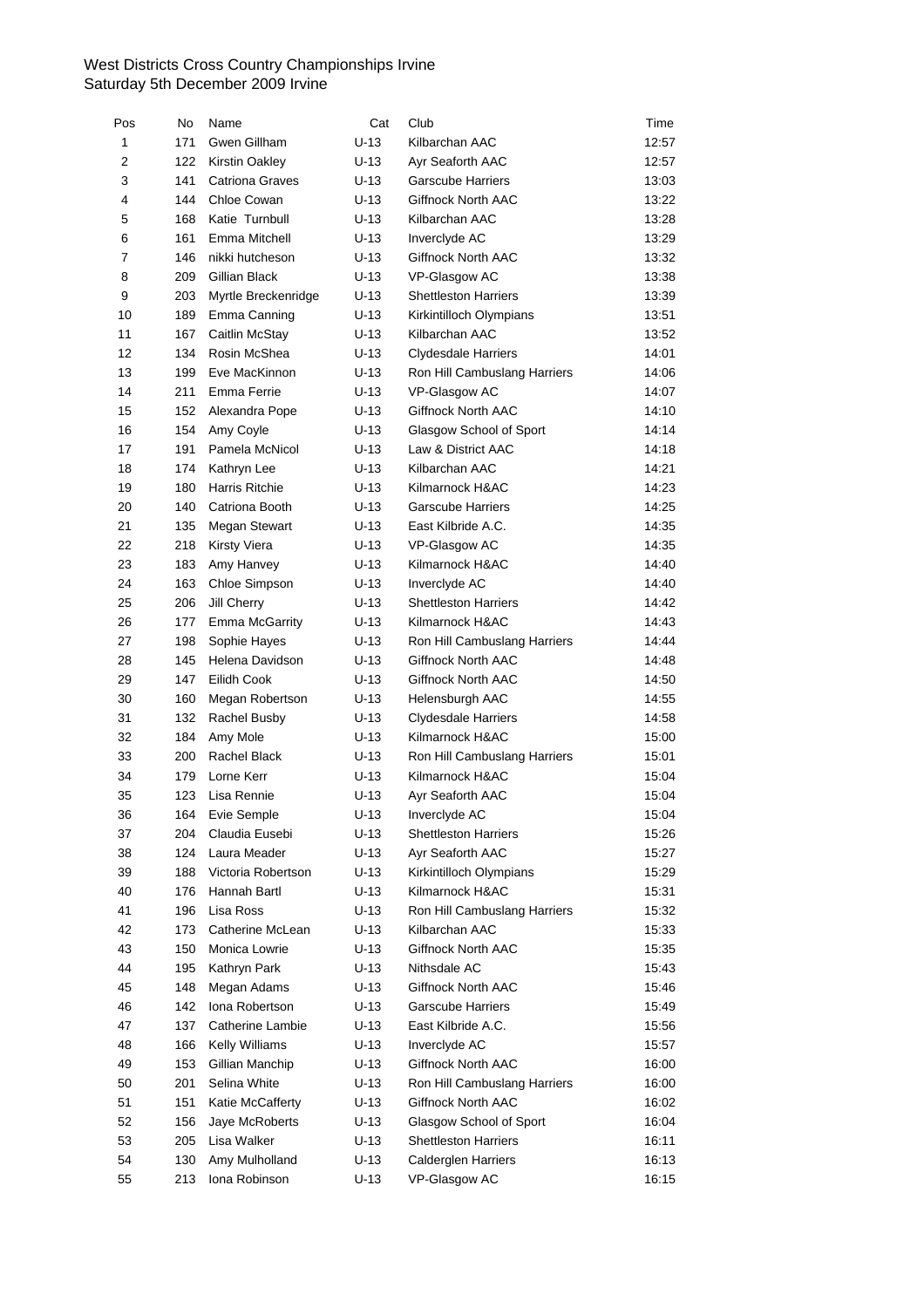West Districts Cross Country Championships Irvine
Saturday 5th December 2009 Irvine

| Pos | No | Name | Cat | Club | Time |
|---|---|---|---|---|---|
| 1 | 171 | Gwen Gillham | U-13 | Kilbarchan AAC | 12:57 |
| 2 | 122 | Kirstin Oakley | U-13 | Ayr Seaforth AAC | 12:57 |
| 3 | 141 | Catriona Graves | U-13 | Garscube Harriers | 13:03 |
| 4 | 144 | Chloe Cowan | U-13 | Giffnock North AAC | 13:22 |
| 5 | 168 | Katie Turnbull | U-13 | Kilbarchan AAC | 13:28 |
| 6 | 161 | Emma Mitchell | U-13 | Inverclyde AC | 13:29 |
| 7 | 146 | nikki hutcheson | U-13 | Giffnock North AAC | 13:32 |
| 8 | 209 | Gillian Black | U-13 | VP-Glasgow AC | 13:38 |
| 9 | 203 | Myrtle Breckenridge | U-13 | Shettleston Harriers | 13:39 |
| 10 | 189 | Emma Canning | U-13 | Kirkintilloch Olympians | 13:51 |
| 11 | 167 | Caitlin McStay | U-13 | Kilbarchan AAC | 13:52 |
| 12 | 134 | Rosin McShea | U-13 | Clydesdale Harriers | 14:01 |
| 13 | 199 | Eve MacKinnon | U-13 | Ron Hill Cambuslang Harriers | 14:06 |
| 14 | 211 | Emma Ferrie | U-13 | VP-Glasgow AC | 14:07 |
| 15 | 152 | Alexandra Pope | U-13 | Giffnock North AAC | 14:10 |
| 16 | 154 | Amy Coyle | U-13 | Glasgow School of Sport | 14:14 |
| 17 | 191 | Pamela McNicol | U-13 | Law & District AAC | 14:18 |
| 18 | 174 | Kathryn Lee | U-13 | Kilbarchan AAC | 14:21 |
| 19 | 180 | Harris Ritchie | U-13 | Kilmarnock H&AC | 14:23 |
| 20 | 140 | Catriona Booth | U-13 | Garscube Harriers | 14:25 |
| 21 | 135 | Megan Stewart | U-13 | East Kilbride A.C. | 14:35 |
| 22 | 218 | Kirsty Viera | U-13 | VP-Glasgow AC | 14:35 |
| 23 | 183 | Amy Hanvey | U-13 | Kilmarnock H&AC | 14:40 |
| 24 | 163 | Chloe Simpson | U-13 | Inverclyde AC | 14:40 |
| 25 | 206 | Jill Cherry | U-13 | Shettleston Harriers | 14:42 |
| 26 | 177 | Emma McGarrity | U-13 | Kilmarnock H&AC | 14:43 |
| 27 | 198 | Sophie Hayes | U-13 | Ron Hill Cambuslang Harriers | 14:44 |
| 28 | 145 | Helena Davidson | U-13 | Giffnock North AAC | 14:48 |
| 29 | 147 | Eilidh Cook | U-13 | Giffnock North AAC | 14:50 |
| 30 | 160 | Megan Robertson | U-13 | Helensburgh AAC | 14:55 |
| 31 | 132 | Rachel Busby | U-13 | Clydesdale Harriers | 14:58 |
| 32 | 184 | Amy Mole | U-13 | Kilmarnock H&AC | 15:00 |
| 33 | 200 | Rachel Black | U-13 | Ron Hill Cambuslang Harriers | 15:01 |
| 34 | 179 | Lorne Kerr | U-13 | Kilmarnock H&AC | 15:04 |
| 35 | 123 | Lisa Rennie | U-13 | Ayr Seaforth AAC | 15:04 |
| 36 | 164 | Evie Semple | U-13 | Inverclyde AC | 15:04 |
| 37 | 204 | Claudia Eusebi | U-13 | Shettleston Harriers | 15:26 |
| 38 | 124 | Laura Meader | U-13 | Ayr Seaforth AAC | 15:27 |
| 39 | 188 | Victoria Robertson | U-13 | Kirkintilloch Olympians | 15:29 |
| 40 | 176 | Hannah Bartl | U-13 | Kilmarnock H&AC | 15:31 |
| 41 | 196 | Lisa Ross | U-13 | Ron Hill Cambuslang Harriers | 15:32 |
| 42 | 173 | Catherine McLean | U-13 | Kilbarchan AAC | 15:33 |
| 43 | 150 | Monica Lowrie | U-13 | Giffnock North AAC | 15:35 |
| 44 | 195 | Kathryn Park | U-13 | Nithsdale AC | 15:43 |
| 45 | 148 | Megan Adams | U-13 | Giffnock North AAC | 15:46 |
| 46 | 142 | Iona Robertson | U-13 | Garscube Harriers | 15:49 |
| 47 | 137 | Catherine Lambie | U-13 | East Kilbride A.C. | 15:56 |
| 48 | 166 | Kelly Williams | U-13 | Inverclyde AC | 15:57 |
| 49 | 153 | Gillian Manchip | U-13 | Giffnock North AAC | 16:00 |
| 50 | 201 | Selina White | U-13 | Ron Hill Cambuslang Harriers | 16:00 |
| 51 | 151 | Katie McCafferty | U-13 | Giffnock North AAC | 16:02 |
| 52 | 156 | Jaye McRoberts | U-13 | Glasgow School of Sport | 16:04 |
| 53 | 205 | Lisa Walker | U-13 | Shettleston Harriers | 16:11 |
| 54 | 130 | Amy Mulholland | U-13 | Calderglen Harriers | 16:13 |
| 55 | 213 | Iona Robinson | U-13 | VP-Glasgow AC | 16:15 |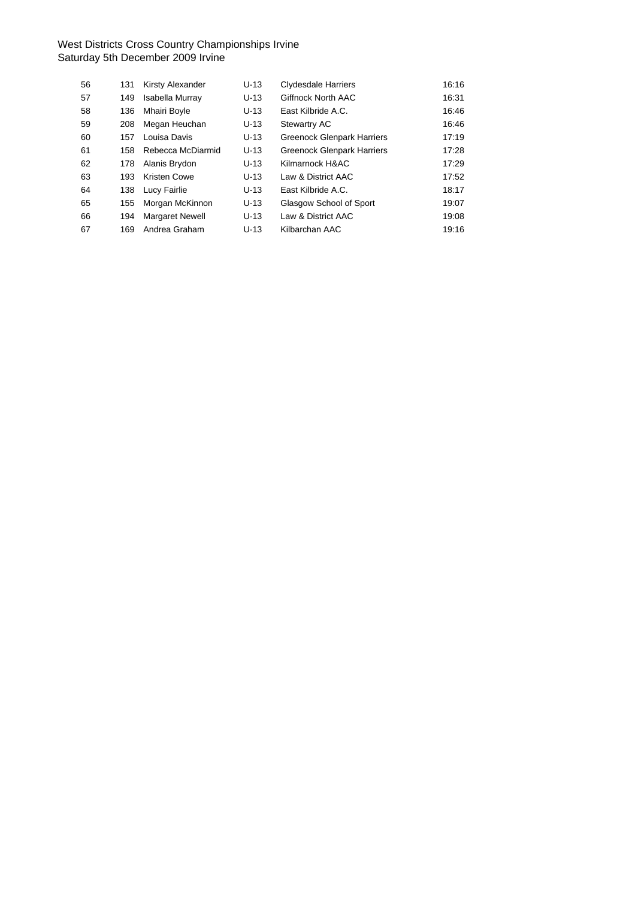West Districts Cross Country Championships Irvine
Saturday 5th December 2009 Irvine

| | | | | | |
|---|---|---|---|---|---|
| 56 | 131 | Kirsty Alexander | U-13 | Clydesdale Harriers | 16:16 |
| 57 | 149 | Isabella Murray | U-13 | Giffnock North AAC | 16:31 |
| 58 | 136 | Mhairi Boyle | U-13 | East Kilbride A.C. | 16:46 |
| 59 | 208 | Megan Heuchan | U-13 | Stewartry AC | 16:46 |
| 60 | 157 | Louisa Davis | U-13 | Greenock Glenpark Harriers | 17:19 |
| 61 | 158 | Rebecca McDiarmid | U-13 | Greenock Glenpark Harriers | 17:28 |
| 62 | 178 | Alanis Brydon | U-13 | Kilmarnock H&AC | 17:29 |
| 63 | 193 | Kristen Cowe | U-13 | Law & District AAC | 17:52 |
| 64 | 138 | Lucy Fairlie | U-13 | East Kilbride A.C. | 18:17 |
| 65 | 155 | Morgan McKinnon | U-13 | Glasgow School of Sport | 19:07 |
| 66 | 194 | Margaret Newell | U-13 | Law & District AAC | 19:08 |
| 67 | 169 | Andrea Graham | U-13 | Kilbarchan AAC | 19:16 |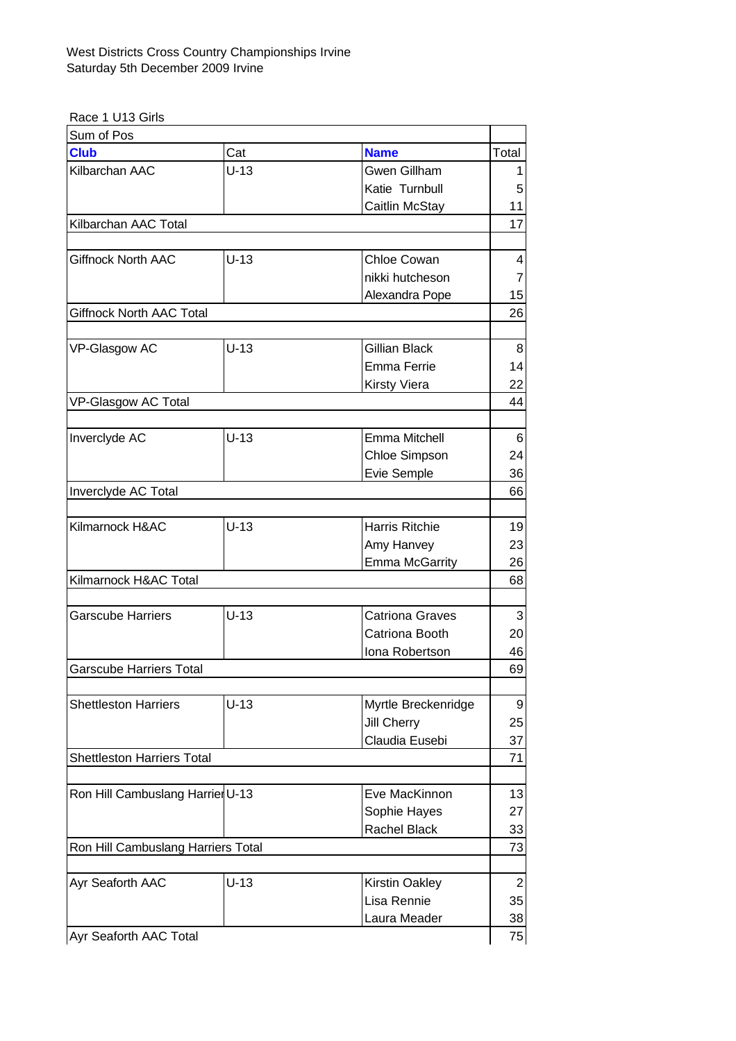West Districts Cross Country Championships Irvine
Saturday 5th December 2009 Irvine

Race 1 U13 Girls

| Sum of Pos | | | |
|---|---|---|---|
| **Club** | Cat | **Name** | Total |
| Kilbarchan AAC | U-13 | Gwen Gillham | 1 |
| | | Katie Turnbull | 5 |
| | | Caitlin McStay | 11 |
| Kilbarchan AAC Total | | | 17 |
| | | | |
| Giffnock North AAC | U-13 | Chloe Cowan | 4 |
| | | nikki hutcheson | 7 |
| | | Alexandra Pope | 15 |
| Giffnock North AAC Total | | | 26 |
| | | | |
| VP-Glasgow AC | U-13 | Gillian Black | 8 |
| | | Emma Ferrie | 14 |
| | | Kirsty Viera | 22 |
| VP-Glasgow AC Total | | | 44 |
| | | | |
| Inverclyde AC | U-13 | Emma Mitchell | 6 |
| | | Chloe Simpson | 24 |
| | | Evie Semple | 36 |
| Inverclyde AC Total | | | 66 |
| | | | |
| Kilmarnock H&AC | U-13 | Harris Ritchie | 19 |
| | | Amy Hanvey | 23 |
| | | Emma McGarrity | 26 |
| Kilmarnock H&AC Total | | | 68 |
| | | | |
| Garscube Harriers | U-13 | Catriona Graves | 3 |
| | | Catriona Booth | 20 |
| | | Iona Robertson | 46 |
| Garscube Harriers Total | | | 69 |
| | | | |
| Shettleston Harriers | U-13 | Myrtle Breckenridge | 9 |
| | | Jill Cherry | 25 |
| | | Claudia Eusebi | 37 |
| Shettleston Harriers Total | | | 71 |
| | | | |
| Ron Hill Cambuslang Harrier | U-13 | Eve MacKinnon | 13 |
| | | Sophie Hayes | 27 |
| | | Rachel Black | 33 |
| Ron Hill Cambuslang Harriers Total | | | 73 |
| | | | |
| Ayr Seaforth AAC | U-13 | Kirstin Oakley | 2 |
| | | Lisa Rennie | 35 |
| | | Laura Meader | 38 |
| Ayr Seaforth AAC Total | | | 75 |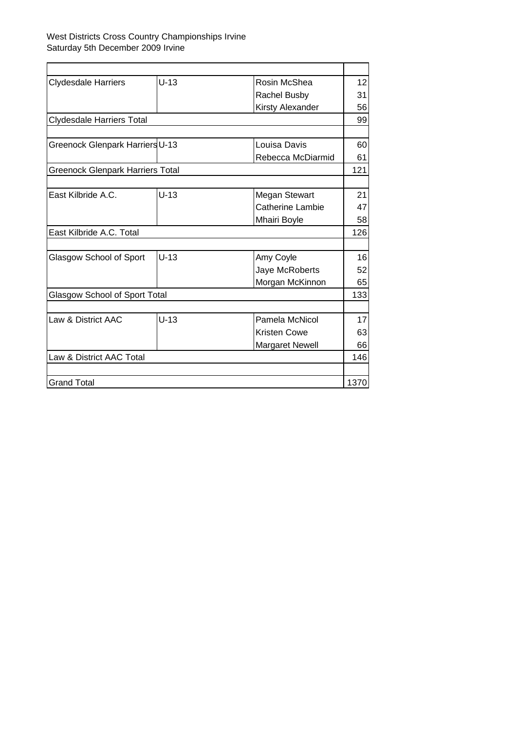West Districts Cross Country Championships Irvine
Saturday 5th December 2009 Irvine

| | | | |
|---|---|---|---|
| Clydesdale Harriers | U-13 | Rosin McShea | 12 |
| | | Rachel Busby | 31 |
| | | Kirsty Alexander | 56 |
| Clydesdale Harriers Total | | | 99 |
| | | | |
| Greenock Glenpark Harriers | U-13 | Louisa Davis | 60 |
| | | Rebecca McDiarmid | 61 |
| Greenock Glenpark Harriers Total | | | 121 |
| | | | |
| East Kilbride A.C. | U-13 | Megan Stewart | 21 |
| | | Catherine Lambie | 47 |
| | | Mhairi Boyle | 58 |
| East Kilbride A.C. Total | | | 126 |
| | | | |
| Glasgow School of Sport | U-13 | Amy Coyle | 16 |
| | | Jaye McRoberts | 52 |
| | | Morgan McKinnon | 65 |
| Glasgow School of Sport Total | | | 133 |
| | | | |
| Law & District AAC | U-13 | Pamela McNicol | 17 |
| | | Kristen Cowe | 63 |
| | | Margaret Newell | 66 |
| Law & District AAC Total | | | 146 |
| | | | |
| Grand Total | | | 1370 |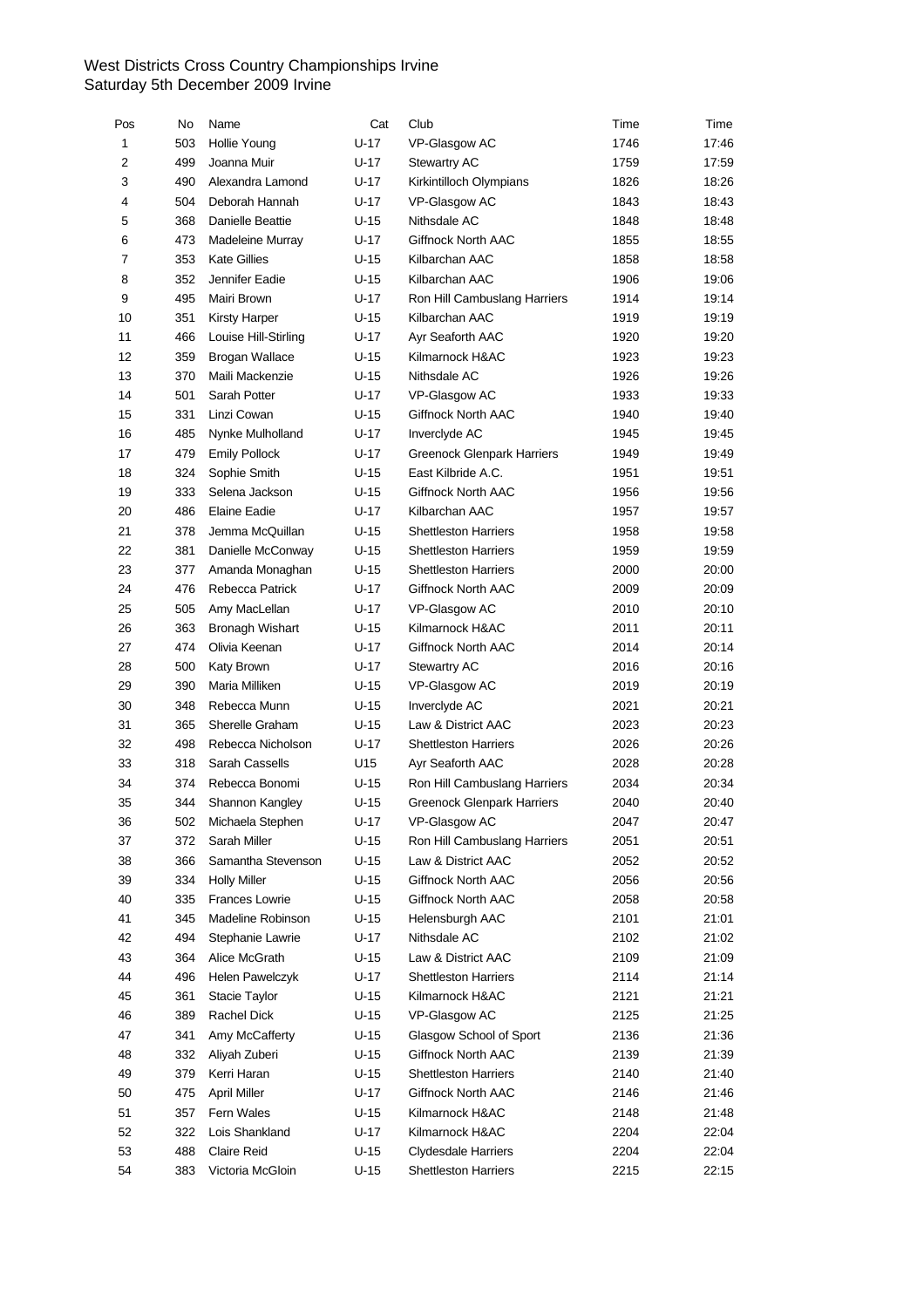West Districts Cross Country Championships Irvine
Saturday 5th December 2009 Irvine

| Pos | No | Name | Cat | Club | Time | Time |
|---|---|---|---|---|---|---|
| 1 | 503 | Hollie Young | U-17 | VP-Glasgow AC | 1746 | 17:46 |
| 2 | 499 | Joanna Muir | U-17 | Stewartry AC | 1759 | 17:59 |
| 3 | 490 | Alexandra Lamond | U-17 | Kirkintilloch Olympians | 1826 | 18:26 |
| 4 | 504 | Deborah Hannah | U-17 | VP-Glasgow AC | 1843 | 18:43 |
| 5 | 368 | Danielle Beattie | U-15 | Nithsdale AC | 1848 | 18:48 |
| 6 | 473 | Madeleine Murray | U-17 | Giffnock North AAC | 1855 | 18:55 |
| 7 | 353 | Kate Gillies | U-15 | Kilbarchan AAC | 1858 | 18:58 |
| 8 | 352 | Jennifer Eadie | U-15 | Kilbarchan AAC | 1906 | 19:06 |
| 9 | 495 | Mairi Brown | U-17 | Ron Hill Cambuslang Harriers | 1914 | 19:14 |
| 10 | 351 | Kirsty Harper | U-15 | Kilbarchan AAC | 1919 | 19:19 |
| 11 | 466 | Louise Hill-Stirling | U-17 | Ayr Seaforth AAC | 1920 | 19:20 |
| 12 | 359 | Brogan Wallace | U-15 | Kilmarnock H&AC | 1923 | 19:23 |
| 13 | 370 | Maili Mackenzie | U-15 | Nithsdale AC | 1926 | 19:26 |
| 14 | 501 | Sarah Potter | U-17 | VP-Glasgow AC | 1933 | 19:33 |
| 15 | 331 | Linzi Cowan | U-15 | Giffnock North AAC | 1940 | 19:40 |
| 16 | 485 | Nynke Mulholland | U-17 | Inverclyde AC | 1945 | 19:45 |
| 17 | 479 | Emily Pollock | U-17 | Greenock Glenpark Harriers | 1949 | 19:49 |
| 18 | 324 | Sophie Smith | U-15 | East Kilbride A.C. | 1951 | 19:51 |
| 19 | 333 | Selena Jackson | U-15 | Giffnock North AAC | 1956 | 19:56 |
| 20 | 486 | Elaine Eadie | U-17 | Kilbarchan AAC | 1957 | 19:57 |
| 21 | 378 | Jemma McQuillan | U-15 | Shettleston Harriers | 1958 | 19:58 |
| 22 | 381 | Danielle McConway | U-15 | Shettleston Harriers | 1959 | 19:59 |
| 23 | 377 | Amanda Monaghan | U-15 | Shettleston Harriers | 2000 | 20:00 |
| 24 | 476 | Rebecca Patrick | U-17 | Giffnock North AAC | 2009 | 20:09 |
| 25 | 505 | Amy MacLellan | U-17 | VP-Glasgow AC | 2010 | 20:10 |
| 26 | 363 | Bronagh Wishart | U-15 | Kilmarnock H&AC | 2011 | 20:11 |
| 27 | 474 | Olivia Keenan | U-17 | Giffnock North AAC | 2014 | 20:14 |
| 28 | 500 | Katy Brown | U-17 | Stewartry AC | 2016 | 20:16 |
| 29 | 390 | Maria Milliken | U-15 | VP-Glasgow AC | 2019 | 20:19 |
| 30 | 348 | Rebecca Munn | U-15 | Inverclyde AC | 2021 | 20:21 |
| 31 | 365 | Sherelle Graham | U-15 | Law & District AAC | 2023 | 20:23 |
| 32 | 498 | Rebecca Nicholson | U-17 | Shettleston Harriers | 2026 | 20:26 |
| 33 | 318 | Sarah Cassells | U15 | Ayr Seaforth AAC | 2028 | 20:28 |
| 34 | 374 | Rebecca Bonomi | U-15 | Ron Hill Cambuslang Harriers | 2034 | 20:34 |
| 35 | 344 | Shannon Kangley | U-15 | Greenock Glenpark Harriers | 2040 | 20:40 |
| 36 | 502 | Michaela Stephen | U-17 | VP-Glasgow AC | 2047 | 20:47 |
| 37 | 372 | Sarah Miller | U-15 | Ron Hill Cambuslang Harriers | 2051 | 20:51 |
| 38 | 366 | Samantha Stevenson | U-15 | Law & District AAC | 2052 | 20:52 |
| 39 | 334 | Holly Miller | U-15 | Giffnock North AAC | 2056 | 20:56 |
| 40 | 335 | Frances Lowrie | U-15 | Giffnock North AAC | 2058 | 20:58 |
| 41 | 345 | Madeline Robinson | U-15 | Helensburgh AAC | 2101 | 21:01 |
| 42 | 494 | Stephanie Lawrie | U-17 | Nithsdale AC | 2102 | 21:02 |
| 43 | 364 | Alice McGrath | U-15 | Law & District AAC | 2109 | 21:09 |
| 44 | 496 | Helen Pawelczyk | U-17 | Shettleston Harriers | 2114 | 21:14 |
| 45 | 361 | Stacie Taylor | U-15 | Kilmarnock H&AC | 2121 | 21:21 |
| 46 | 389 | Rachel Dick | U-15 | VP-Glasgow AC | 2125 | 21:25 |
| 47 | 341 | Amy McCafferty | U-15 | Glasgow School of Sport | 2136 | 21:36 |
| 48 | 332 | Aliyah Zuberi | U-15 | Giffnock North AAC | 2139 | 21:39 |
| 49 | 379 | Kerri Haran | U-15 | Shettleston Harriers | 2140 | 21:40 |
| 50 | 475 | April Miller | U-17 | Giffnock North AAC | 2146 | 21:46 |
| 51 | 357 | Fern Wales | U-15 | Kilmarnock H&AC | 2148 | 21:48 |
| 52 | 322 | Lois Shankland | U-17 | Kilmarnock H&AC | 2204 | 22:04 |
| 53 | 488 | Claire Reid | U-15 | Clydesdale Harriers | 2204 | 22:04 |
| 54 | 383 | Victoria McGloin | U-15 | Shettleston Harriers | 2215 | 22:15 |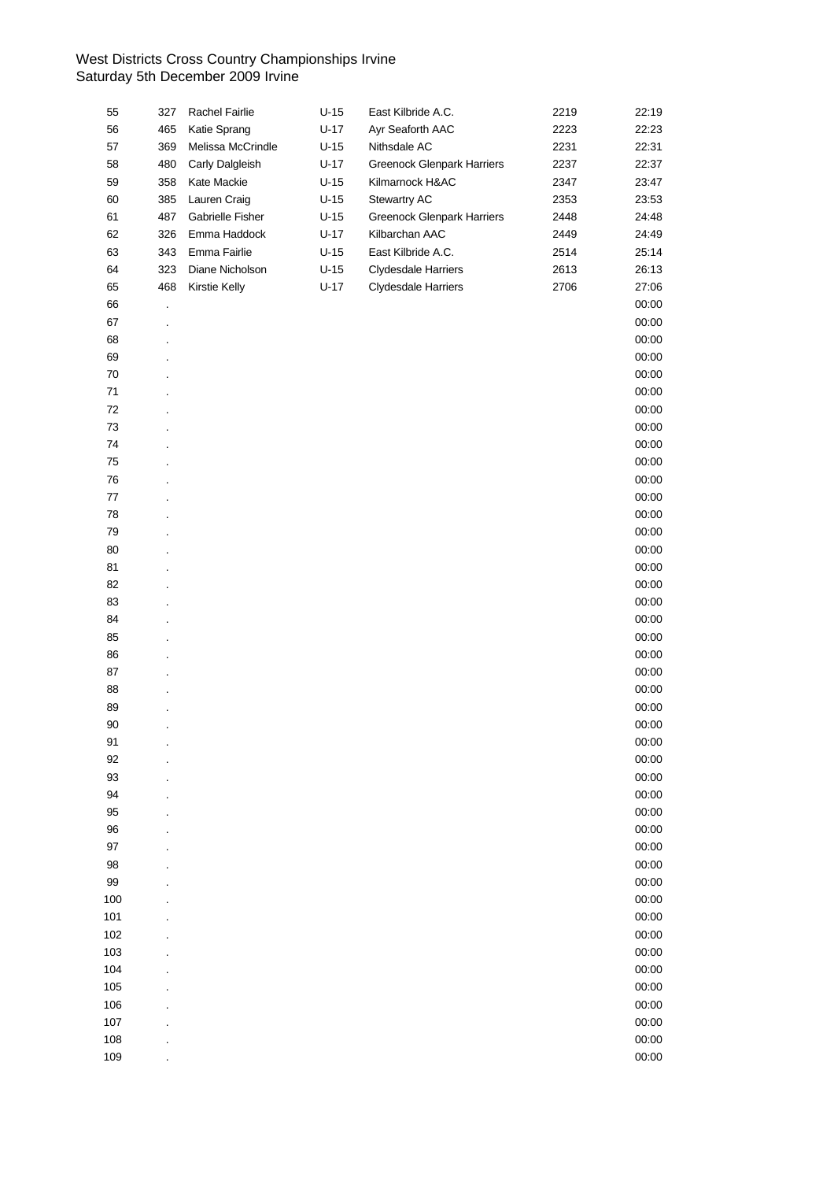West Districts Cross Country Championships Irvine
Saturday 5th December 2009 Irvine

| | | | | | | |
|---|---|---|---|---|---|---|
| 55 | 327 | Rachel Fairlie | U-15 | East Kilbride A.C. | 2219 | 22:19 |
| 56 | 465 | Katie Sprang | U-17 | Ayr Seaforth AAC | 2223 | 22:23 |
| 57 | 369 | Melissa McCrindle | U-15 | Nithsdale AC | 2231 | 22:31 |
| 58 | 480 | Carly Dalgleish | U-17 | Greenock Glenpark Harriers | 2237 | 22:37 |
| 59 | 358 | Kate Mackie | U-15 | Kilmarnock H&AC | 2347 | 23:47 |
| 60 | 385 | Lauren Craig | U-15 | Stewartry AC | 2353 | 23:53 |
| 61 | 487 | Gabrielle Fisher | U-15 | Greenock Glenpark Harriers | 2448 | 24:48 |
| 62 | 326 | Emma Haddock | U-17 | Kilbarchan AAC | 2449 | 24:49 |
| 63 | 343 | Emma Fairlie | U-15 | East Kilbride A.C. | 2514 | 25:14 |
| 64 | 323 | Diane Nicholson | U-15 | Clydesdale Harriers | 2613 | 26:13 |
| 65 | 468 | Kirstie Kelly | U-17 | Clydesdale Harriers | 2706 | 27:06 |
| 66 | . | | | | | 00:00 |
| 67 | . | | | | | 00:00 |
| 68 | . | | | | | 00:00 |
| 69 | . | | | | | 00:00 |
| 70 | . | | | | | 00:00 |
| 71 | . | | | | | 00:00 |
| 72 | . | | | | | 00:00 |
| 73 | . | | | | | 00:00 |
| 74 | . | | | | | 00:00 |
| 75 | . | | | | | 00:00 |
| 76 | . | | | | | 00:00 |
| 77 | . | | | | | 00:00 |
| 78 | . | | | | | 00:00 |
| 79 | . | | | | | 00:00 |
| 80 | . | | | | | 00:00 |
| 81 | . | | | | | 00:00 |
| 82 | . | | | | | 00:00 |
| 83 | . | | | | | 00:00 |
| 84 | . | | | | | 00:00 |
| 85 | . | | | | | 00:00 |
| 86 | . | | | | | 00:00 |
| 87 | . | | | | | 00:00 |
| 88 | . | | | | | 00:00 |
| 89 | . | | | | | 00:00 |
| 90 | . | | | | | 00:00 |
| 91 | . | | | | | 00:00 |
| 92 | . | | | | | 00:00 |
| 93 | . | | | | | 00:00 |
| 94 | . | | | | | 00:00 |
| 95 | . | | | | | 00:00 |
| 96 | . | | | | | 00:00 |
| 97 | . | | | | | 00:00 |
| 98 | . | | | | | 00:00 |
| 99 | . | | | | | 00:00 |
| 100 | . | | | | | 00:00 |
| 101 | . | | | | | 00:00 |
| 102 | . | | | | | 00:00 |
| 103 | . | | | | | 00:00 |
| 104 | . | | | | | 00:00 |
| 105 | . | | | | | 00:00 |
| 106 | . | | | | | 00:00 |
| 107 | . | | | | | 00:00 |
| 108 | . | | | | | 00:00 |
| 109 | . | | | | | 00:00 |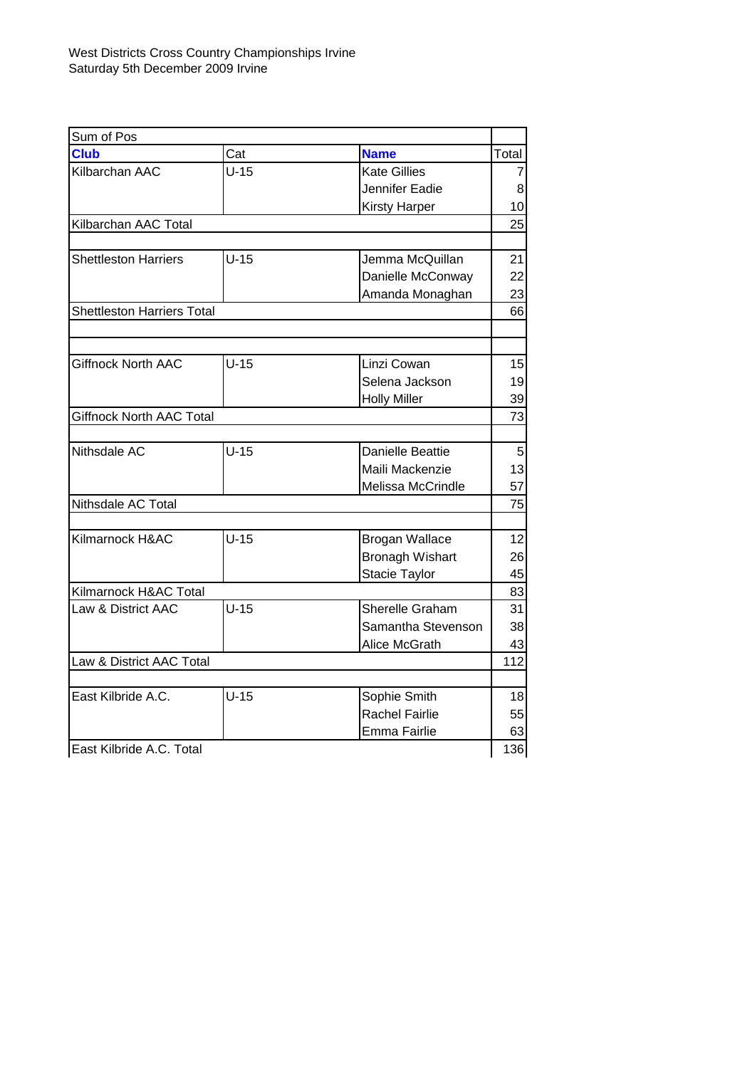West Districts Cross Country Championships Irvine
Saturday 5th December 2009 Irvine

| Sum of Pos | | | |
|---|---|---|---|
| **Club** | Cat | **Name** | Total |
| Kilbarchan AAC | U-15 | Kate Gillies | 7 |
| | | Jennifer Eadie | 8 |
| | | Kirsty Harper | 10 |
| Kilbarchan AAC Total | | | 25 |
| | | | |
| Shettleston Harriers | U-15 | Jemma McQuillan | 21 |
| | | Danielle McConway | 22 |
| | | Amanda Monaghan | 23 |
| Shettleston Harriers Total | | | 66 |
| | | | |
| | | | |
| Giffnock North AAC | U-15 | Linzi Cowan | 15 |
| | | Selena Jackson | 19 |
| | | Holly Miller | 39 |
| Giffnock North AAC Total | | | 73 |
| | | | |
| Nithsdale AC | U-15 | Danielle Beattie | 5 |
| | | Maili Mackenzie | 13 |
| | | Melissa McCrindle | 57 |
| Nithsdale AC Total | | | 75 |
| | | | |
| Kilmarnock H&AC | U-15 | Brogan Wallace | 12 |
| | | Bronagh Wishart | 26 |
| | | Stacie Taylor | 45 |
| Kilmarnock H&AC Total | | | 83 |
| Law & District AAC | U-15 | Sherelle Graham | 31 |
| | | Samantha Stevenson | 38 |
| | | Alice McGrath | 43 |
| Law & District AAC Total | | | 112 |
| | | | |
| East Kilbride A.C. | U-15 | Sophie Smith | 18 |
| | | Rachel Fairlie | 55 |
| | | Emma Fairlie | 63 |
| East Kilbride A.C. Total | | | 136 |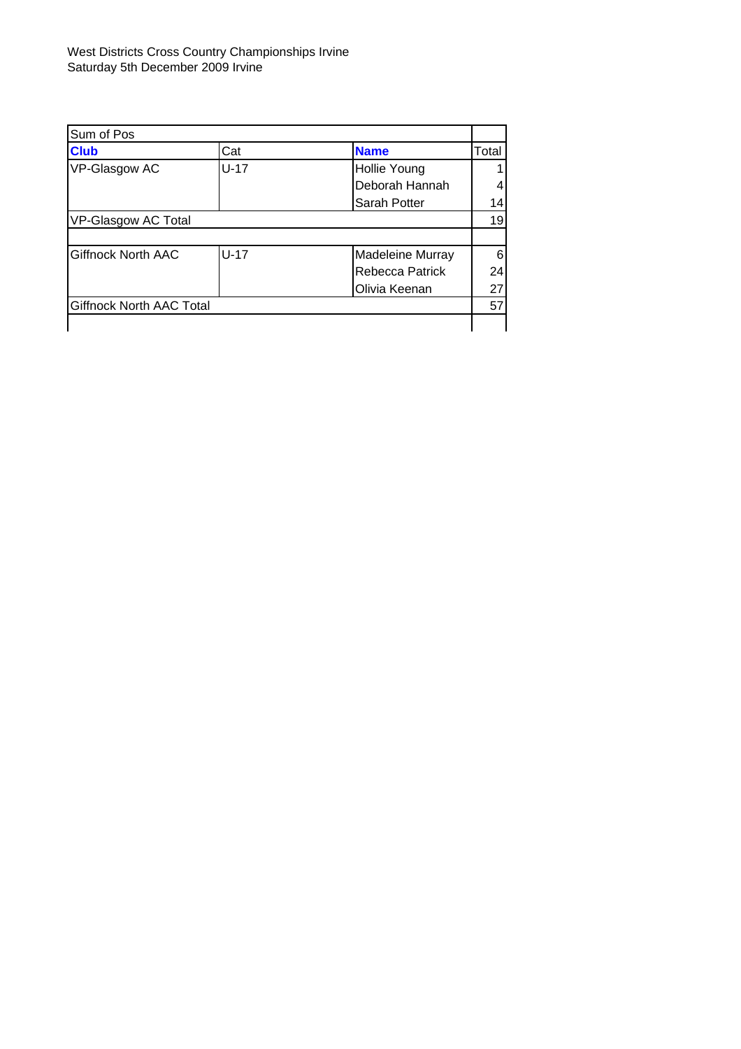West Districts Cross Country Championships Irvine
Saturday 5th December 2009 Irvine

| Sum of Pos | | | |
|---|---|---|---|
| **Club** | Cat | **Name** | Total |
| VP-Glasgow AC | U-17 | Hollie Young | 1 |
| | | Deborah Hannah | 4 |
| | | Sarah Potter | 14 |
| VP-Glasgow AC Total | | | 19 |
| | | | |
| Giffnock North AAC | U-17 | Madeleine Murray | 6 |
| | | Rebecca Patrick | 24 |
| | | Olivia Keenan | 27 |
| Giffnock North AAC Total | | | 57 |
| | | | |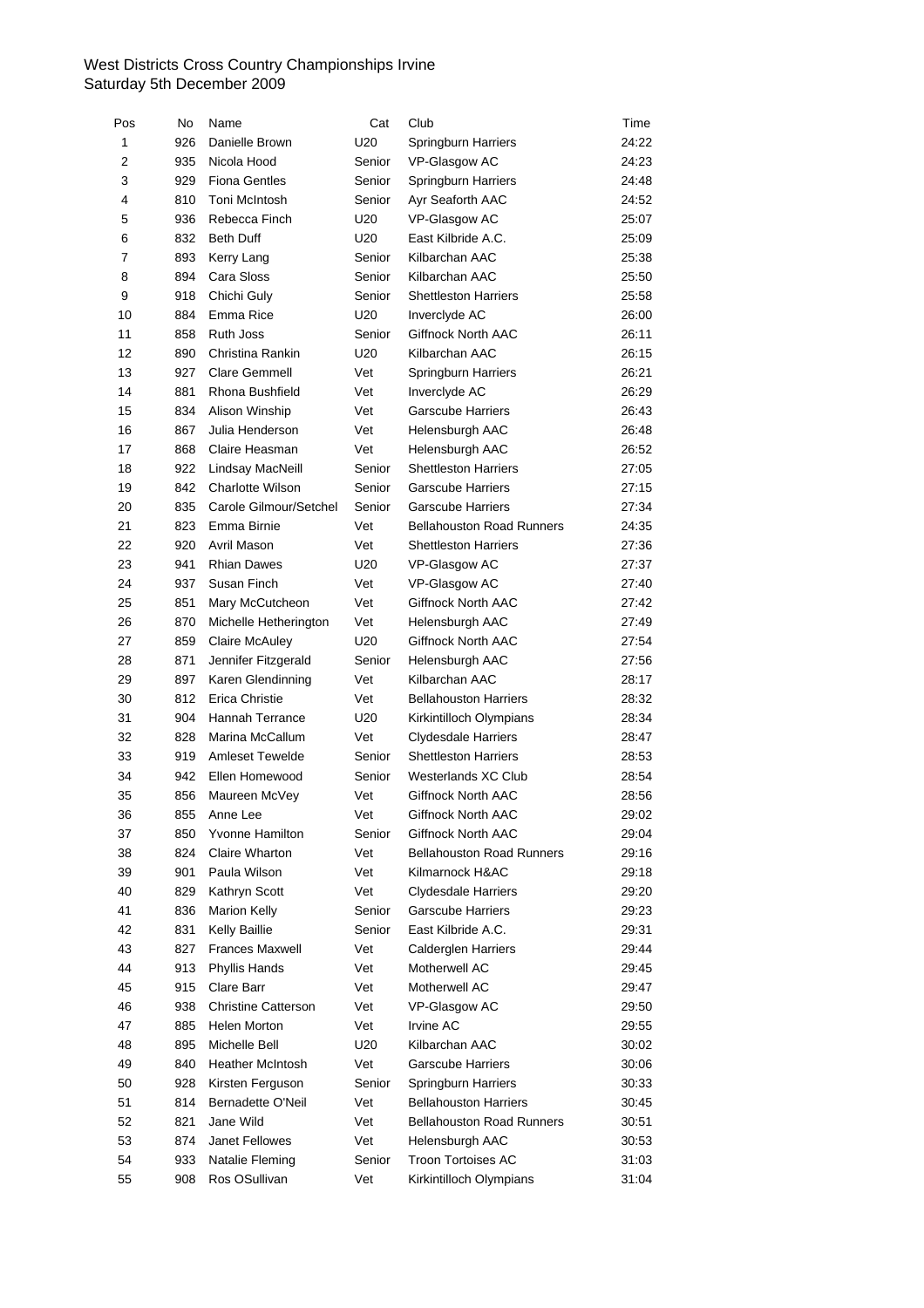West Districts Cross Country Championships Irvine
Saturday 5th December 2009

| Pos | No | Name | Cat | Club | Time |
|---|---|---|---|---|---|
| 1 | 926 | Danielle Brown | U20 | Springburn Harriers | 24:22 |
| 2 | 935 | Nicola Hood | Senior | VP-Glasgow AC | 24:23 |
| 3 | 929 | Fiona Gentles | Senior | Springburn Harriers | 24:48 |
| 4 | 810 | Toni McIntosh | Senior | Ayr Seaforth AAC | 24:52 |
| 5 | 936 | Rebecca Finch | U20 | VP-Glasgow AC | 25:07 |
| 6 | 832 | Beth Duff | U20 | East Kilbride A.C. | 25:09 |
| 7 | 893 | Kerry Lang | Senior | Kilbarchan AAC | 25:38 |
| 8 | 894 | Cara Sloss | Senior | Kilbarchan AAC | 25:50 |
| 9 | 918 | Chichi Guly | Senior | Shettleston Harriers | 25:58 |
| 10 | 884 | Emma Rice | U20 | Inverclyde AC | 26:00 |
| 11 | 858 | Ruth Joss | Senior | Giffnock North AAC | 26:11 |
| 12 | 890 | Christina Rankin | U20 | Kilbarchan AAC | 26:15 |
| 13 | 927 | Clare Gemmell | Vet | Springburn Harriers | 26:21 |
| 14 | 881 | Rhona Bushfield | Vet | Inverclyde AC | 26:29 |
| 15 | 834 | Alison Winship | Vet | Garscube Harriers | 26:43 |
| 16 | 867 | Julia Henderson | Vet | Helensburgh AAC | 26:48 |
| 17 | 868 | Claire Heasman | Vet | Helensburgh AAC | 26:52 |
| 18 | 922 | Lindsay MacNeill | Senior | Shettleston Harriers | 27:05 |
| 19 | 842 | Charlotte Wilson | Senior | Garscube Harriers | 27:15 |
| 20 | 835 | Carole Gilmour/Setchel | Senior | Garscube Harriers | 27:34 |
| 21 | 823 | Emma Birnie | Vet | Bellahouston Road Runners | 24:35 |
| 22 | 920 | Avril Mason | Vet | Shettleston Harriers | 27:36 |
| 23 | 941 | Rhian Dawes | U20 | VP-Glasgow AC | 27:37 |
| 24 | 937 | Susan Finch | Vet | VP-Glasgow AC | 27:40 |
| 25 | 851 | Mary McCutcheon | Vet | Giffnock North AAC | 27:42 |
| 26 | 870 | Michelle Hetherington | Vet | Helensburgh AAC | 27:49 |
| 27 | 859 | Claire McAuley | U20 | Giffnock North AAC | 27:54 |
| 28 | 871 | Jennifer Fitzgerald | Senior | Helensburgh AAC | 27:56 |
| 29 | 897 | Karen Glendinning | Vet | Kilbarchan AAC | 28:17 |
| 30 | 812 | Erica Christie | Vet | Bellahouston Harriers | 28:32 |
| 31 | 904 | Hannah Terrance | U20 | Kirkintilloch Olympians | 28:34 |
| 32 | 828 | Marina McCallum | Vet | Clydesdale Harriers | 28:47 |
| 33 | 919 | Amleset Tewelde | Senior | Shettleston Harriers | 28:53 |
| 34 | 942 | Ellen Homewood | Senior | Westerlands XC Club | 28:54 |
| 35 | 856 | Maureen McVey | Vet | Giffnock North AAC | 28:56 |
| 36 | 855 | Anne Lee | Vet | Giffnock North AAC | 29:02 |
| 37 | 850 | Yvonne Hamilton | Senior | Giffnock North AAC | 29:04 |
| 38 | 824 | Claire Wharton | Vet | Bellahouston Road Runners | 29:16 |
| 39 | 901 | Paula Wilson | Vet | Kilmarnock H&AC | 29:18 |
| 40 | 829 | Kathryn Scott | Vet | Clydesdale Harriers | 29:20 |
| 41 | 836 | Marion Kelly | Senior | Garscube Harriers | 29:23 |
| 42 | 831 | Kelly Baillie | Senior | East Kilbride A.C. | 29:31 |
| 43 | 827 | Frances Maxwell | Vet | Calderglen Harriers | 29:44 |
| 44 | 913 | Phyllis Hands | Vet | Motherwell AC | 29:45 |
| 45 | 915 | Clare Barr | Vet | Motherwell AC | 29:47 |
| 46 | 938 | Christine Catterson | Vet | VP-Glasgow AC | 29:50 |
| 47 | 885 | Helen Morton | Vet | Irvine AC | 29:55 |
| 48 | 895 | Michelle Bell | U20 | Kilbarchan AAC | 30:02 |
| 49 | 840 | Heather McIntosh | Vet | Garscube Harriers | 30:06 |
| 50 | 928 | Kirsten Ferguson | Senior | Springburn Harriers | 30:33 |
| 51 | 814 | Bernadette O'Neil | Vet | Bellahouston Harriers | 30:45 |
| 52 | 821 | Jane Wild | Vet | Bellahouston Road Runners | 30:51 |
| 53 | 874 | Janet Fellowes | Vet | Helensburgh AAC | 30:53 |
| 54 | 933 | Natalie Fleming | Senior | Troon Tortoises AC | 31:03 |
| 55 | 908 | Ros OSullivan | Vet | Kirkintilloch Olympians | 31:04 |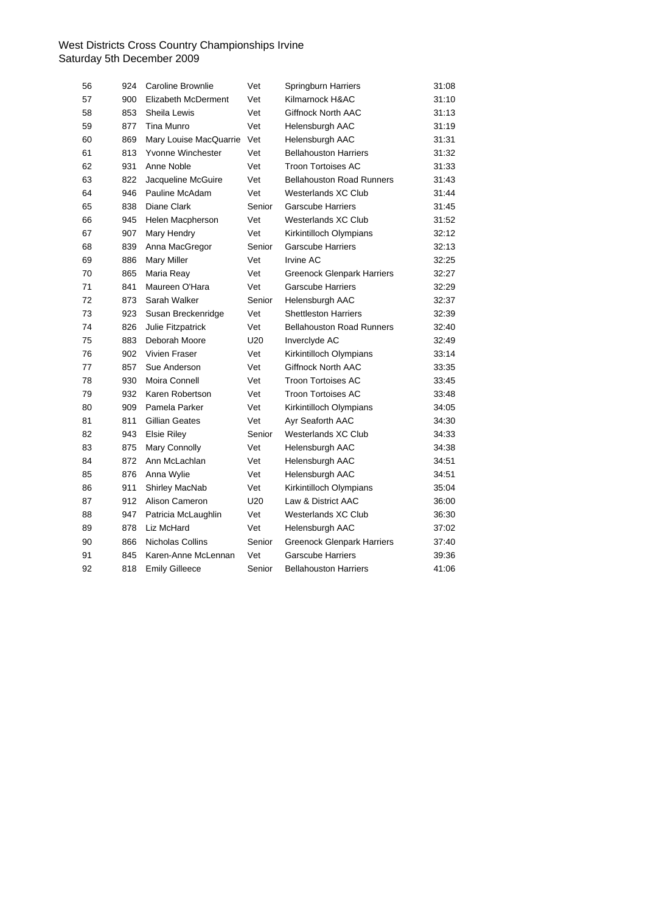West Districts Cross Country Championships Irvine
Saturday 5th December 2009

| | | | | | |
|---|---|---|---|---|---|
| 56 | 924 | Caroline Brownlie | Vet | Springburn Harriers | 31:08 |
| 57 | 900 | Elizabeth McDerment | Vet | Kilmarnock H&AC | 31:10 |
| 58 | 853 | Sheila Lewis | Vet | Giffnock North AAC | 31:13 |
| 59 | 877 | Tina Munro | Vet | Helensburgh AAC | 31:19 |
| 60 | 869 | Mary Louise MacQuarrie | Vet | Helensburgh AAC | 31:31 |
| 61 | 813 | Yvonne Winchester | Vet | Bellahouston Harriers | 31:32 |
| 62 | 931 | Anne Noble | Vet | Troon Tortoises AC | 31:33 |
| 63 | 822 | Jacqueline McGuire | Vet | Bellahouston Road Runners | 31:43 |
| 64 | 946 | Pauline McAdam | Vet | Westerlands XC Club | 31:44 |
| 65 | 838 | Diane Clark | Senior | Garscube Harriers | 31:45 |
| 66 | 945 | Helen Macpherson | Vet | Westerlands XC Club | 31:52 |
| 67 | 907 | Mary Hendry | Vet | Kirkintilloch Olympians | 32:12 |
| 68 | 839 | Anna MacGregor | Senior | Garscube Harriers | 32:13 |
| 69 | 886 | Mary Miller | Vet | Irvine AC | 32:25 |
| 70 | 865 | Maria Reay | Vet | Greenock Glenpark Harriers | 32:27 |
| 71 | 841 | Maureen O'Hara | Vet | Garscube Harriers | 32:29 |
| 72 | 873 | Sarah Walker | Senior | Helensburgh AAC | 32:37 |
| 73 | 923 | Susan Breckenridge | Vet | Shettleston Harriers | 32:39 |
| 74 | 826 | Julie Fitzpatrick | Vet | Bellahouston Road Runners | 32:40 |
| 75 | 883 | Deborah Moore | U20 | Inverclyde AC | 32:49 |
| 76 | 902 | Vivien Fraser | Vet | Kirkintilloch Olympians | 33:14 |
| 77 | 857 | Sue Anderson | Vet | Giffnock North AAC | 33:35 |
| 78 | 930 | Moira Connell | Vet | Troon Tortoises AC | 33:45 |
| 79 | 932 | Karen Robertson | Vet | Troon Tortoises AC | 33:48 |
| 80 | 909 | Pamela Parker | Vet | Kirkintilloch Olympians | 34:05 |
| 81 | 811 | Gillian Geates | Vet | Ayr Seaforth AAC | 34:30 |
| 82 | 943 | Elsie Riley | Senior | Westerlands XC Club | 34:33 |
| 83 | 875 | Mary Connolly | Vet | Helensburgh AAC | 34:38 |
| 84 | 872 | Ann McLachlan | Vet | Helensburgh AAC | 34:51 |
| 85 | 876 | Anna Wylie | Vet | Helensburgh AAC | 34:51 |
| 86 | 911 | Shirley MacNab | Vet | Kirkintilloch Olympians | 35:04 |
| 87 | 912 | Alison Cameron | U20 | Law & District AAC | 36:00 |
| 88 | 947 | Patricia McLaughlin | Vet | Westerlands XC Club | 36:30 |
| 89 | 878 | Liz McHard | Vet | Helensburgh AAC | 37:02 |
| 90 | 866 | Nicholas Collins | Senior | Greenock Glenpark Harriers | 37:40 |
| 91 | 845 | Karen-Anne McLennan | Vet | Garscube Harriers | 39:36 |
| 92 | 818 | Emily Gilleece | Senior | Bellahouston Harriers | 41:06 |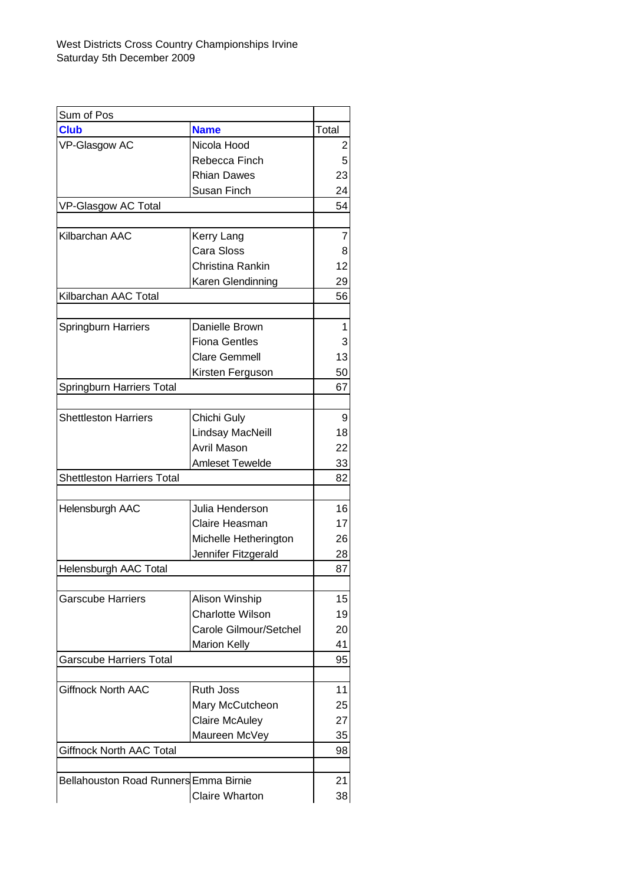West Districts Cross Country Championships Irvine
Saturday 5th December 2009

| Sum of Pos | | |
|---|---|---|
| **Club** | **Name** | Total |
| VP-Glasgow AC | Nicola Hood | 2 |
| | Rebecca Finch | 5 |
| | Rhian Dawes | 23 |
| | Susan Finch | 24 |
| VP-Glasgow AC Total | | 54 |
| | | |
| Kilbarchan AAC | Kerry Lang | 7 |
| | Cara Sloss | 8 |
| | Christina Rankin | 12 |
| | Karen Glendinning | 29 |
| Kilbarchan AAC Total | | 56 |
| | | |
| Springburn Harriers | Danielle Brown | 1 |
| | Fiona Gentles | 3 |
| | Clare Gemmell | 13 |
| | Kirsten Ferguson | 50 |
| Springburn Harriers Total | | 67 |
| | | |
| Shettleston Harriers | Chichi Guly | 9 |
| | Lindsay MacNeill | 18 |
| | Avril Mason | 22 |
| | Amleset Tewelde | 33 |
| Shettleston Harriers Total | | 82 |
| | | |
| Helensburgh AAC | Julia Henderson | 16 |
| | Claire Heasman | 17 |
| | Michelle Hetherington | 26 |
| | Jennifer Fitzgerald | 28 |
| Helensburgh AAC Total | | 87 |
| | | |
| Garscube Harriers | Alison Winship | 15 |
| | Charlotte Wilson | 19 |
| | Carole Gilmour/Setchel | 20 |
| | Marion Kelly | 41 |
| Garscube Harriers Total | | 95 |
| | | |
| Giffnock North AAC | Ruth Joss | 11 |
| | Mary McCutcheon | 25 |
| | Claire McAuley | 27 |
| | Maureen McVey | 35 |
| Giffnock North AAC Total | | 98 |
| | | |
| Bellahouston Road Runners | Emma Birnie | 21 |
| | Claire Wharton | 38 |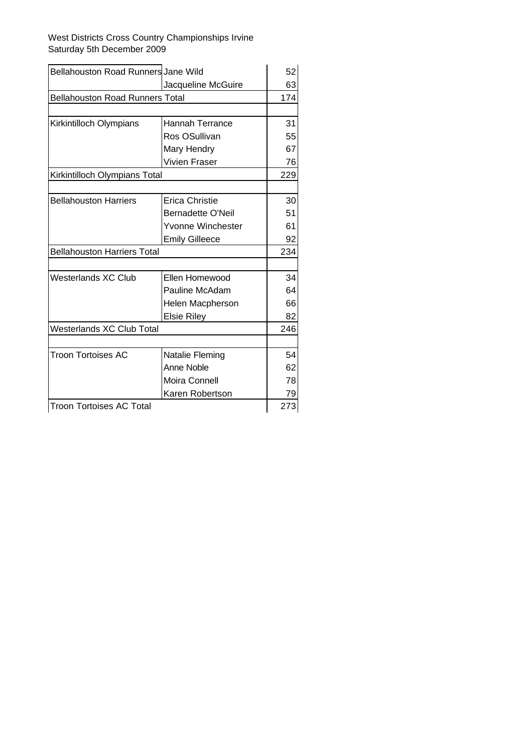West Districts Cross Country Championships Irvine
Saturday 5th December 2009

| | | |
|---|---|---|
| Bellahouston Road Runners | Jane Wild | 52 |
| | Jacqueline McGuire | 63 |
| Bellahouston Road Runners Total | | 174 |
| | | |
| Kirkintilloch Olympians | Hannah Terrance | 31 |
| | Ros OSullivan | 55 |
| | Mary Hendry | 67 |
| | Vivien Fraser | 76 |
| Kirkintilloch Olympians Total | | 229 |
| | | |
| Bellahouston Harriers | Erica Christie | 30 |
| | Bernadette O'Neil | 51 |
| | Yvonne Winchester | 61 |
| | Emily Gilleece | 92 |
| Bellahouston Harriers Total | | 234 |
| | | |
| Westerlands XC Club | Ellen Homewood | 34 |
| | Pauline McAdam | 64 |
| | Helen Macpherson | 66 |
| | Elsie Riley | 82 |
| Westerlands XC Club Total | | 246 |
| | | |
| Troon Tortoises AC | Natalie Fleming | 54 |
| | Anne Noble | 62 |
| | Moira Connell | 78 |
| | Karen Robertson | 79 |
| Troon Tortoises AC Total | | 273 |